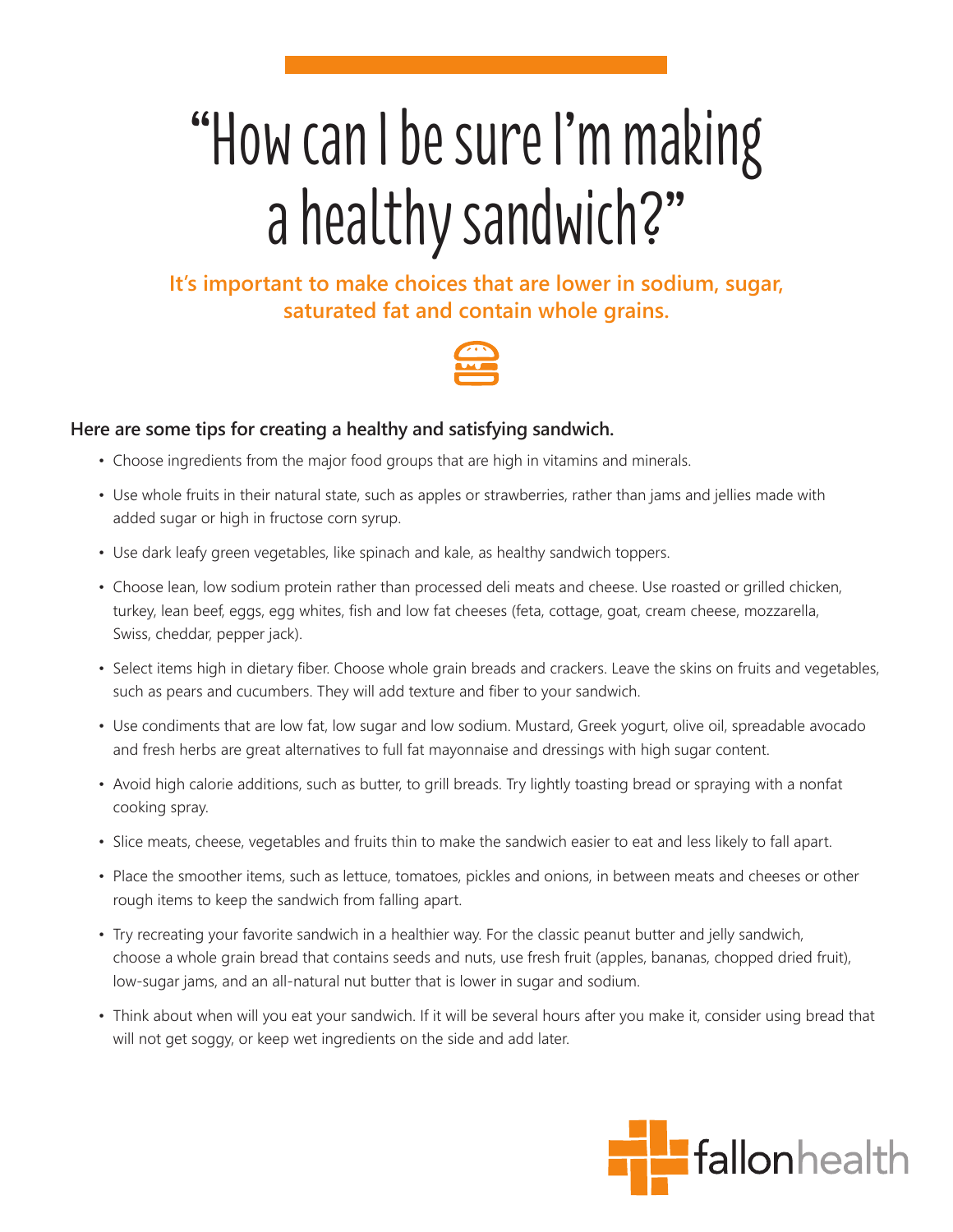# "How can I be sure I'm making a healthy sandwich?"

**It's important to make choices that are lower in sodium, sugar, saturated fat and contain whole grains.**

**Here are some tips for creating a healthy and satisfying sandwich.**

- Choose ingredients from the major food groups that are high in vitamins and minerals.
- Use whole fruits in their natural state, such as apples or strawberries, rather than jams and jellies made with added sugar or high in fructose corn syrup.
- Use dark leafy green vegetables, like spinach and kale, as healthy sandwich toppers.
- Choose lean, low sodium protein rather than processed deli meats and cheese. Use roasted or grilled chicken, turkey, lean beef, eggs, egg whites, fish and low fat cheeses (feta, cottage, goat, cream cheese, mozzarella, Swiss, cheddar, pepper jack).
- Select items high in dietary fiber. Choose whole grain breads and crackers. Leave the skins on fruits and vegetables, such as pears and cucumbers. They will add texture and fiber to your sandwich.
- Use condiments that are low fat, low sugar and low sodium. Mustard, Greek yogurt, olive oil, spreadable avocado and fresh herbs are great alternatives to full fat mayonnaise and dressings with high sugar content.
- Avoid high calorie additions, such as butter, to grill breads. Try lightly toasting bread or spraying with a nonfat cooking spray.
- Slice meats, cheese, vegetables and fruits thin to make the sandwich easier to eat and less likely to fall apart.
- Place the smoother items, such as lettuce, tomatoes, pickles and onions, in between meats and cheeses or other rough items to keep the sandwich from falling apart.
- Try recreating your favorite sandwich in a healthier way. For the classic peanut butter and jelly sandwich, choose a whole grain bread that contains seeds and nuts, use fresh fruit (apples, bananas, chopped dried fruit), low-sugar jams, and an all-natural nut butter that is lower in sugar and sodium.
- Think about when will you eat your sandwich. If it will be several hours after you make it, consider using bread that will not get soggy, or keep wet ingredients on the side and add later.

fallonhealth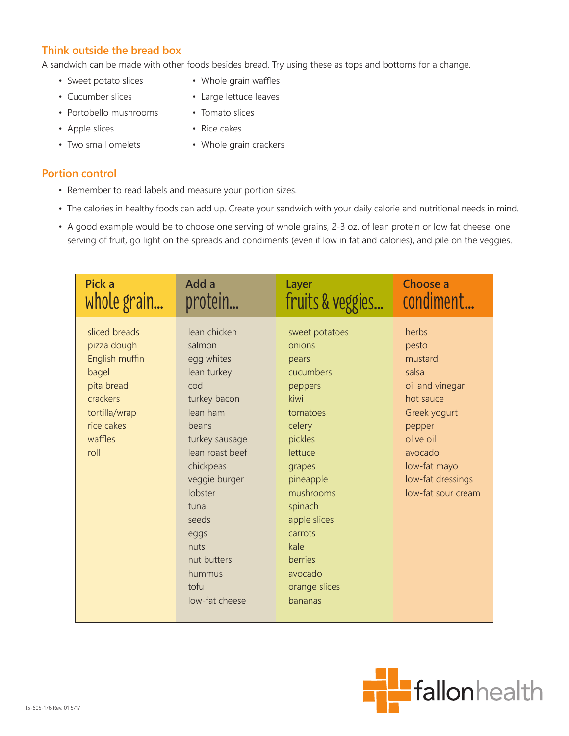## Think outside the bread box

A sandwich can be made with other foods besides bread. Try using these as tops and bottoms for a change.

- Sweet potato slices
- Cucumber slices
- Portobello mushrooms
- Apple slices
- Two small omelets
- Whole grain waffles
- Large lettuce leaves
- Tomato slices
- Rice cakes
- Whole grain crackers

## Portion control

- Remember to read labels and measure your portion sizes.
- The calories in healthy foods can add up. Create your sandwich with your daily calorie and nutritional needs in mind.
- A good example would be to choose one serving of whole grains, 2-3 oz. of lean protein or low fat cheese, one serving of fruit, go light on the spreads and condiments (even if low in fat and calories), and pile on the veggies.

| Pick a whole grain... | Add a protein... | Layer fruits & veggies... | Choose a condiment... |
|---|---|---|---|
| sliced breads | lean chicken | sweet potatoes | herbs |
| pizza dough | salmon | onions | pesto |
| English muffin | egg whites | pears | mustard |
| bagel | lean turkey | cucumbers | salsa |
| pita bread | cod | peppers | oil and vinegar |
| crackers | turkey bacon | kiwi | hot sauce |
| tortilla/wrap | lean ham | tomatoes | Greek yogurt |
| rice cakes | beans | celery | pepper |
| waffles | turkey sausage | pickles | olive oil |
| roll | lean roast beef | lettuce | avocado |
| | chickpeas | grapes | low-fat mayo |
| | veggie burger | pineapple | low-fat dressings |
| | lobster | mushrooms | low-fat sour cream |
| | tuna | spinach | |
| | seeds | apple slices | |
| | eggs | carrots | |
| | nuts | kale | |
| | nut butters | berries | |
| | hummus | avocado | |
| | tofu | orange slices | |
| | low-fat cheese | bananas | |

fallonhealth

15-605-176 Rev. 01 5/17